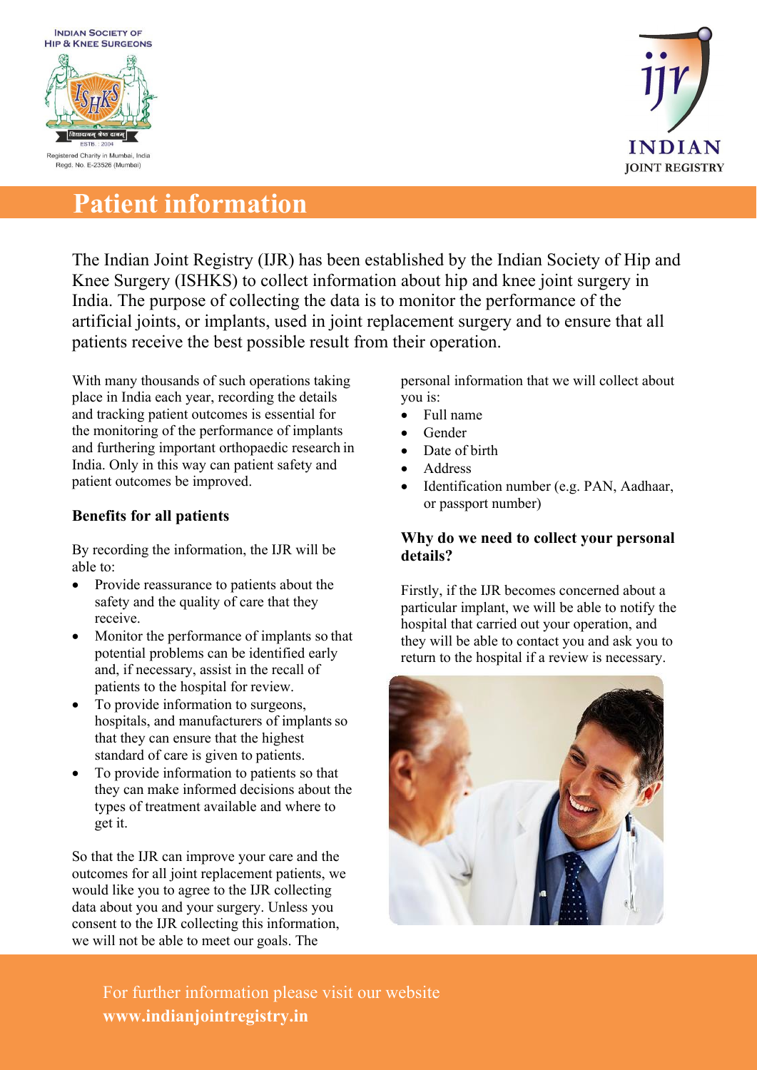INDIAN SOCIETY OF HIP & KNEE SURGEONS

Registered Charity in Mumbai, India
Regd. No. E-23526 (Mumbai)

INDIAN JOINT REGISTRY

# Patient information

The Indian Joint Registry (IJR) has been established by the Indian Society of Hip and Knee Surgery (ISHKS) to collect information about hip and knee joint surgery in India. The purpose of collecting the data is to monitor the performance of the artificial joints, or implants, used in joint replacement surgery and to ensure that all patients receive the best possible result from their operation.

With many thousands of such operations taking place in India each year, recording the details and tracking patient outcomes is essential for the monitoring of the performance of implants and furthering important orthopaedic research in India. Only in this way can patient safety and patient outcomes be improved.

### Benefits for all patients

By recording the information, the IJR will be able to:

- Provide reassurance to patients about the safety and the quality of care that they receive.
- Monitor the performance of implants so that potential problems can be identified early and, if necessary, assist in the recall of patients to the hospital for review.
- To provide information to surgeons, hospitals, and manufacturers of implants so that they can ensure that the highest standard of care is given to patients.
- To provide information to patients so that they can make informed decisions about the types of treatment available and where to get it.

So that the IJR can improve your care and the outcomes for all joint replacement patients, we would like you to agree to the IJR collecting data about you and your surgery. Unless you consent to the IJR collecting this information, we will not be able to meet our goals. The personal information that we will collect about you is:

- Full name
- Gender
- Date of birth
- Address
- Identification number (e.g. PAN, Aadhaar, or passport number)

### Why do we need to collect your personal details?

Firstly, if the IJR becomes concerned about a particular implant, we will be able to notify the hospital that carried out your operation, and they will be able to contact you and ask you to return to the hospital if a review is necessary.

For further information please visit our website
**www.indianjointregistry.in**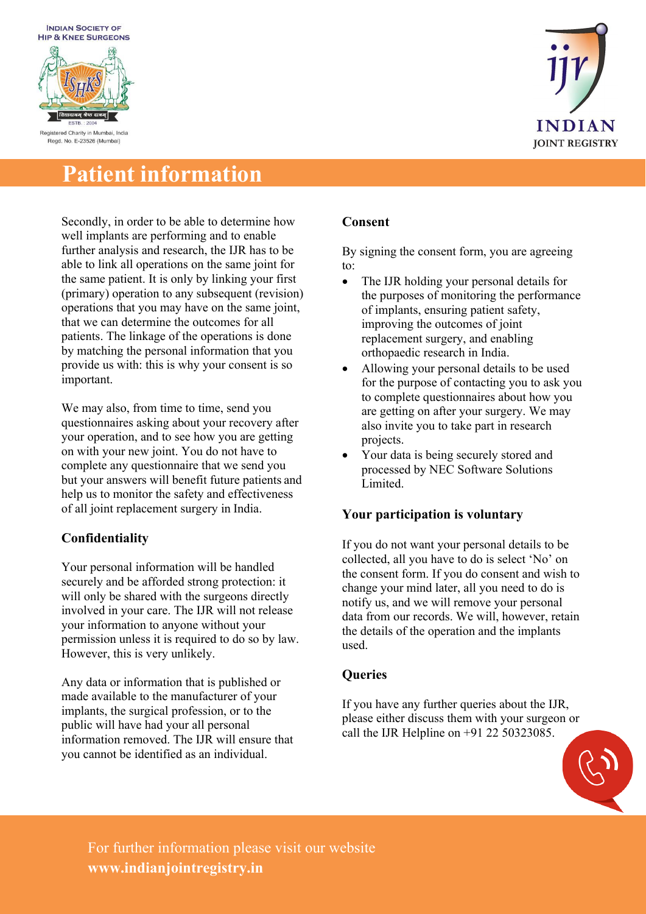# Patient information

Secondly, in order to be able to determine how well implants are performing and to enable further analysis and research, the IJR has to be able to link all operations on the same joint for the same patient. It is only by linking your first (primary) operation to any subsequent (revision) operations that you may have on the same joint, that we can determine the outcomes for all patients. The linkage of the operations is done by matching the personal information that you provide us with: this is why your consent is so important.

We may also, from time to time, send you questionnaires asking about your recovery after your operation, and to see how you are getting on with your new joint. You do not have to complete any questionnaire that we send you but your answers will benefit future patients and help us to monitor the safety and effectiveness of all joint replacement surgery in India.

### Confidentiality

Your personal information will be handled securely and be afforded strong protection: it will only be shared with the surgeons directly involved in your care. The IJR will not release your information to anyone without your permission unless it is required to do so by law. However, this is very unlikely.

Any data or information that is published or made available to the manufacturer of your implants, the surgical profession, or to the public will have had your all personal information removed. The IJR will ensure that you cannot be identified as an individual.

### Consent

By signing the consent form, you are agreeing to:

- The IJR holding your personal details for the purposes of monitoring the performance of implants, ensuring patient safety, improving the outcomes of joint replacement surgery, and enabling orthopaedic research in India.
- Allowing your personal details to be used for the purpose of contacting you to ask you to complete questionnaires about how you are getting on after your surgery. We may also invite you to take part in research projects.
- Your data is being securely stored and processed by NEC Software Solutions Limited.

### Your participation is voluntary

If you do not want your personal details to be collected, all you have to do is select 'No' on the consent form. If you do consent and wish to change your mind later, all you need to do is notify us, and we will remove your personal data from our records. We will, however, retain the details of the operation and the implants used.

### Queries

If you have any further queries about the IJR, please either discuss them with your surgeon or call the IJR Helpline on +91 22 50323085.

For further information please visit our website
**www.indianjointregistry.in**